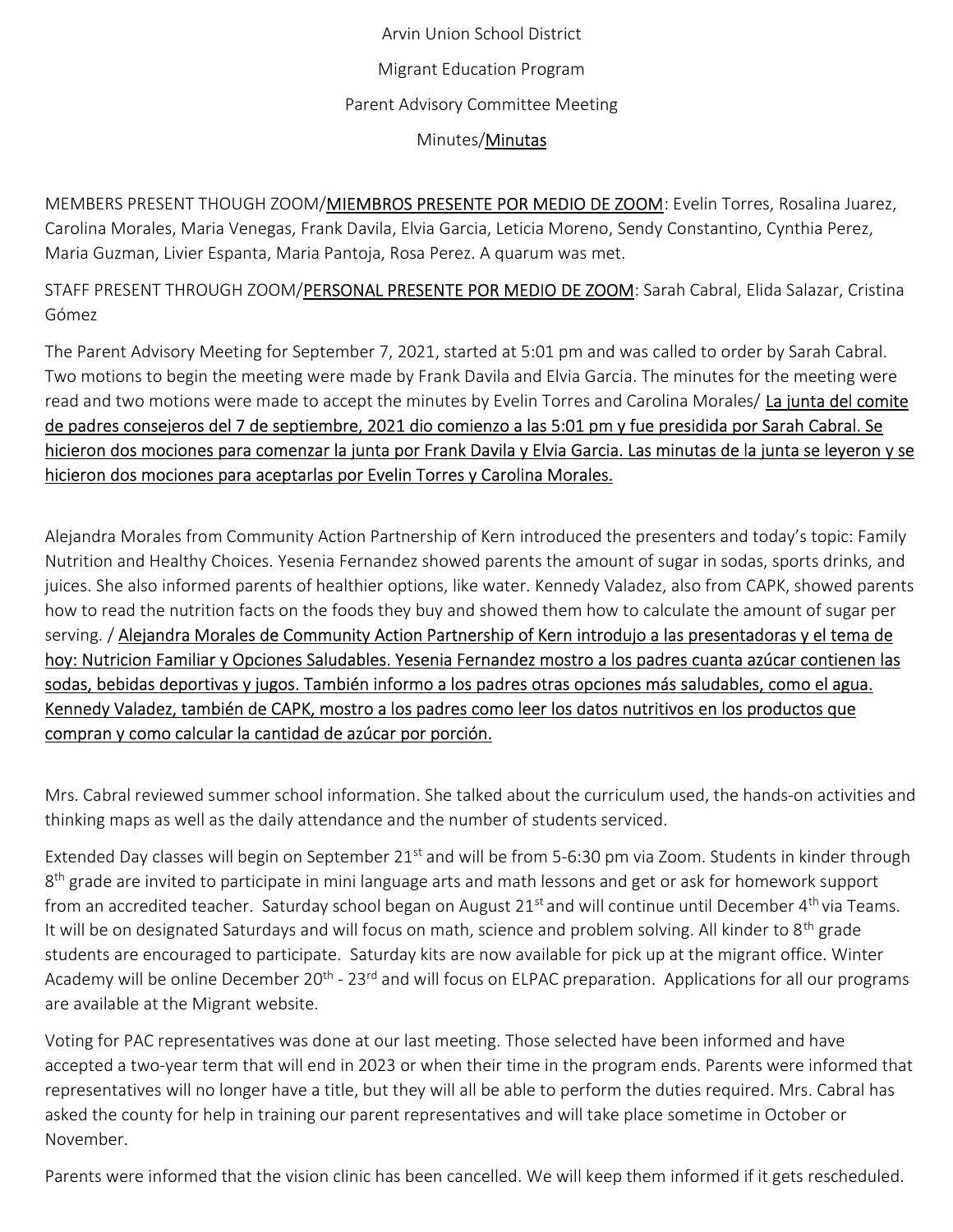Arvin Union School District

Migrant Education Program

Parent Advisory Committee Meeting

Minutes/<u>Minutas</u>

MEMBERS PRESENT THOUGH ZOOM/<u>MIEMBROS PRESENTE POR MEDIO DE ZOOM</u>: Evelin Torres, Rosalina Juarez, Carolina Morales, Maria Venegas, Frank Davila, Elvia Garcia, Leticia Moreno, Sendy Constantino, Cynthia Perez, Maria Guzman, Livier Espanta, Maria Pantoja, Rosa Perez. A quarum was met.

STAFF PRESENT THROUGH ZOOM/<u>PERSONAL PRESENTE POR MEDIO DE ZOOM</u>: Sarah Cabral, Elida Salazar, Cristina Gómez

The Parent Advisory Meeting for September 7, 2021, started at 5:01 pm and was called to order by Sarah Cabral. Two motions to begin the meeting were made by Frank Davila and Elvia Garcia. The minutes for the meeting were read and two motions were made to accept the minutes by Evelin Torres and Carolina Morales/ <u>La junta del comite de padres consejeros del 7 de septiembre, 2021 dio comienzo a las 5:01 pm y fue presidida por Sarah Cabral. Se hicieron dos mociones para comenzar la junta por Frank Davila y Elvia Garcia. Las minutas de la junta se leyeron y se hicieron dos mociones para aceptarlas por Evelin Torres y Carolina Morales.</u>

Alejandra Morales from Community Action Partnership of Kern introduced the presenters and today's topic: Family Nutrition and Healthy Choices. Yesenia Fernandez showed parents the amount of sugar in sodas, sports drinks, and juices. She also informed parents of healthier options, like water. Kennedy Valadez, also from CAPK, showed parents how to read the nutrition facts on the foods they buy and showed them how to calculate the amount of sugar per serving. / <u>Alejandra Morales de Community Action Partnership of Kern introdujo a las presentadoras y el tema de hoy: Nutricion Familiar y Opciones Saludables. Yesenia Fernandez mostro a los padres cuanta azúcar contienen las sodas, bebidas deportivas y jugos. También informo a los padres otras opciones más saludables, como el agua. Kennedy Valadez, también de CAPK, mostro a los padres como leer los datos nutritivos en los productos que compran y como calcular la cantidad de azúcar por porción.</u>

Mrs. Cabral reviewed summer school information. She talked about the curriculum used, the hands-on activities and thinking maps as well as the daily attendance and the number of students serviced.

Extended Day classes will begin on September 21st and will be from 5-6:30 pm via Zoom. Students in kinder through 8th grade are invited to participate in mini language arts and math lessons and get or ask for homework support from an accredited teacher. Saturday school began on August 21st and will continue until December 4th via Teams. It will be on designated Saturdays and will focus on math, science and problem solving. All kinder to 8th grade students are encouraged to participate. Saturday kits are now available for pick up at the migrant office. Winter Academy will be online December 20th - 23rd and will focus on ELPAC preparation. Applications for all our programs are available at the Migrant website.

Voting for PAC representatives was done at our last meeting. Those selected have been informed and have accepted a two-year term that will end in 2023 or when their time in the program ends. Parents were informed that representatives will no longer have a title, but they will all be able to perform the duties required. Mrs. Cabral has asked the county for help in training our parent representatives and will take place sometime in October or November.

Parents were informed that the vision clinic has been cancelled. We will keep them informed if it gets rescheduled.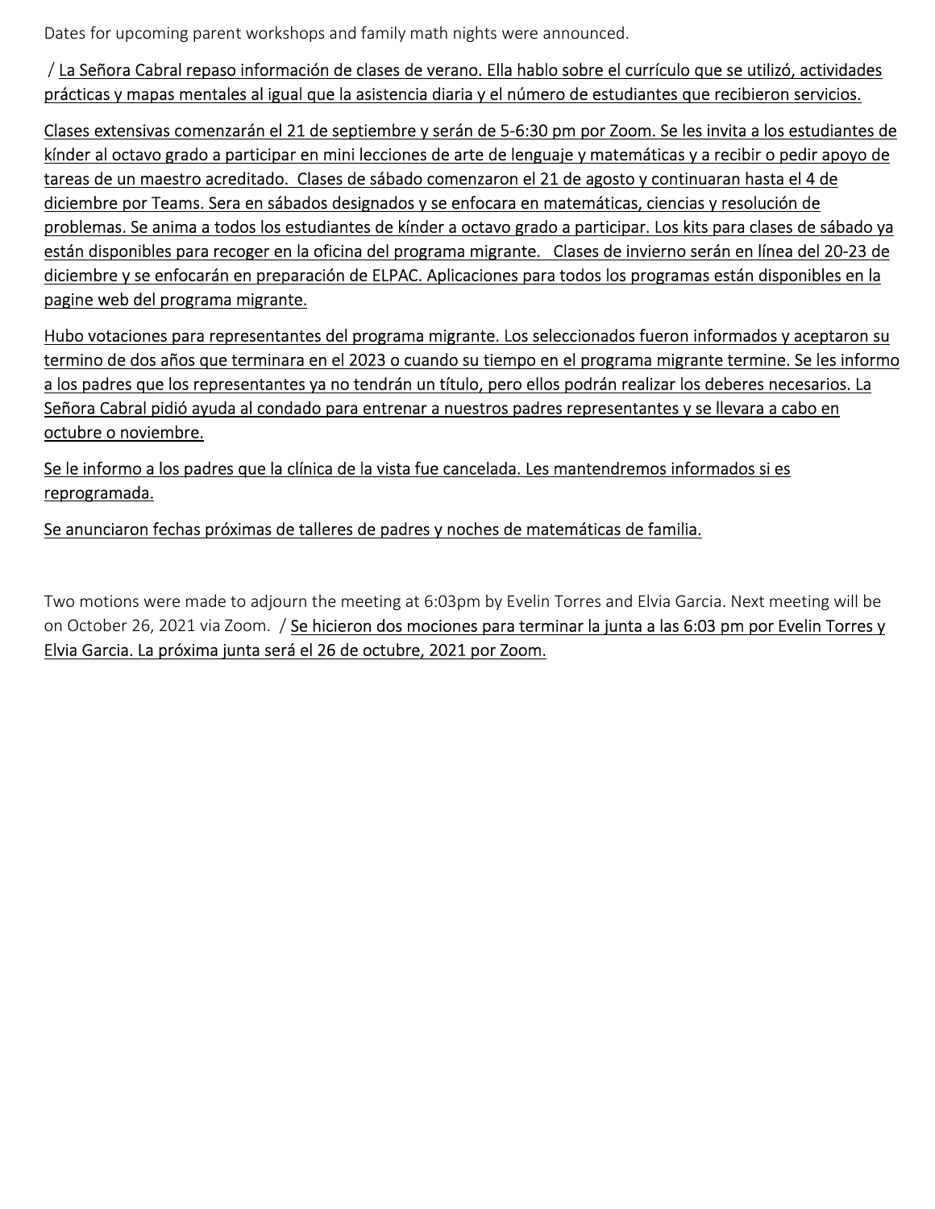Dates for upcoming parent workshops and family math nights were announced.

/ La Señora Cabral repaso información de clases de verano. Ella hablo sobre el currículo que se utilizó, actividades prácticas y mapas mentales al igual que la asistencia diaria y el número de estudiantes que recibieron servicios.

Clases extensivas comenzarán el 21 de septiembre y serán de 5-6:30 pm por Zoom. Se les invita a los estudiantes de kínder al octavo grado a participar en mini lecciones de arte de lenguaje y matemáticas y a recibir o pedir apoyo de tareas de un maestro acreditado. Clases de sábado comenzaron el 21 de agosto y continuaran hasta el 4 de diciembre por Teams. Sera en sábados designados y se enfocara en matemáticas, ciencias y resolución de problemas. Se anima a todos los estudiantes de kínder a octavo grado a participar. Los kits para clases de sábado ya están disponibles para recoger en la oficina del programa migrante. Clases de invierno serán en línea del 20-23 de diciembre y se enfocarán en preparación de ELPAC. Aplicaciones para todos los programas están disponibles en la pagine web del programa migrante.

Hubo votaciones para representantes del programa migrante. Los seleccionados fueron informados y aceptaron su termino de dos años que terminara en el 2023 o cuando su tiempo en el programa migrante termine. Se les informo a los padres que los representantes ya no tendrán un título, pero ellos podrán realizar los deberes necesarios. La Señora Cabral pidió ayuda al condado para entrenar a nuestros padres representantes y se llevara a cabo en octubre o noviembre.

Se le informo a los padres que la clínica de la vista fue cancelada. Les mantendremos informados si es reprogramada.

Se anunciaron fechas próximas de talleres de padres y noches de matemáticas de familia.

Two motions were made to adjourn the meeting at 6:03pm by Evelin Torres and Elvia Garcia. Next meeting will be on October 26, 2021 via Zoom. / Se hicieron dos mociones para terminar la junta a las 6:03 pm por Evelin Torres y Elvia Garcia. La próxima junta será el 26 de octubre, 2021 por Zoom.